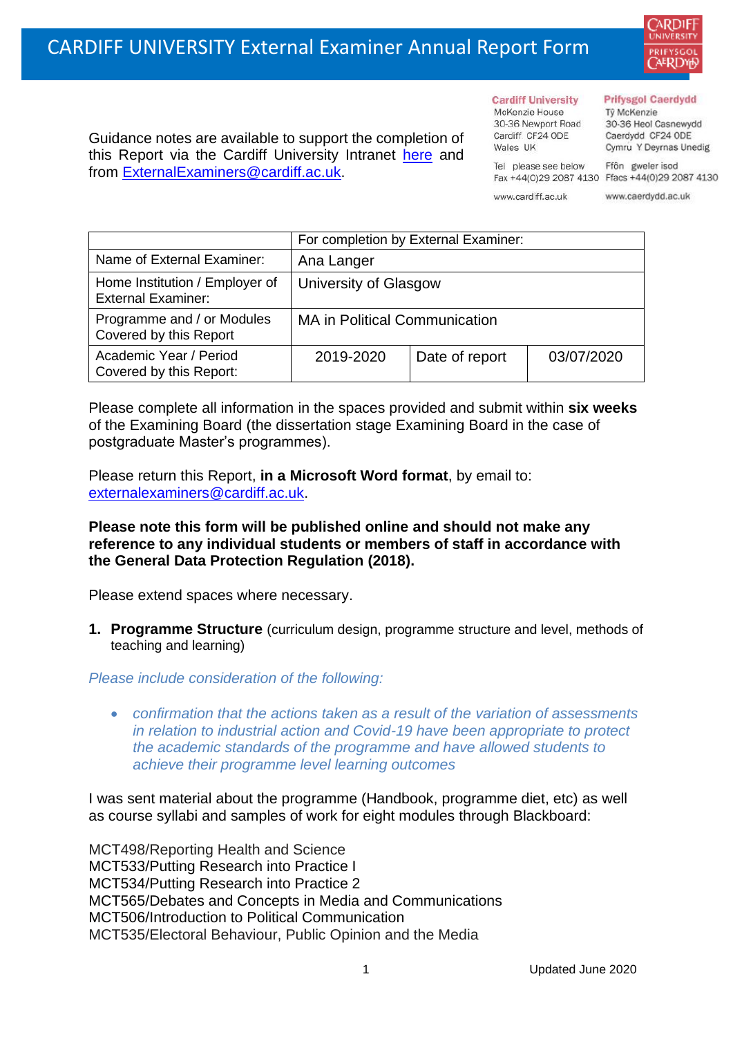# CARDIFF UNIVERSITY External Examiner Annual Report Form

**Cardiff University**
McKenzie House
30-36 Newport Road
Cardiff CF24 0DE
Wales UK

Tel please see below
Fax +44(0)29 2087 4130

www.cardiff.ac.uk

**Prifysgol Caerdydd**
Tŷ McKenzie
30-36 Heol Casnewydd
Caerdydd CF24 0DE
Cymru Y Deyrnas Unedig

Ffôn gweler isod
Ffacs +44(0)29 2087 4130

www.caerdydd.ac.uk

Guidance notes are available to support the completion of this Report via the Cardiff University Intranet here and from ExternalExaminers@cardiff.ac.uk.

| | For completion by External Examiner: | | |
|---|---|---|---|
| Name of External Examiner: | Ana Langer | | |
| Home Institution / Employer of External Examiner: | University of Glasgow | | |
| Programme and / or Modules Covered by this Report | MA in Political Communication | | |
| Academic Year / Period Covered by this Report: | 2019-2020 | Date of report | 03/07/2020 |

Please complete all information in the spaces provided and submit within **six weeks** of the Examining Board (the dissertation stage Examining Board in the case of postgraduate Master's programmes).

Please return this Report, **in a Microsoft Word format**, by email to: externalexaminers@cardiff.ac.uk.

**Please note this form will be published online and should not make any reference to any individual students or members of staff in accordance with the General Data Protection Regulation (2018).**

Please extend spaces where necessary.

1. **Programme Structure** (curriculum design, programme structure and level, methods of teaching and learning)

*Please include consideration of the following:*

- *confirmation that the actions taken as a result of the variation of assessments in relation to industrial action and Covid-19 have been appropriate to protect the academic standards of the programme and have allowed students to achieve their programme level learning outcomes*

I was sent material about the programme (Handbook, programme diet, etc) as well as course syllabi and samples of work for eight modules through Blackboard:

MCT498/Reporting Health and Science
MCT533/Putting Research into Practice I
MCT534/Putting Research into Practice 2
MCT565/Debates and Concepts in Media and Communications
MCT506/Introduction to Political Communication
MCT535/Electoral Behaviour, Public Opinion and the Media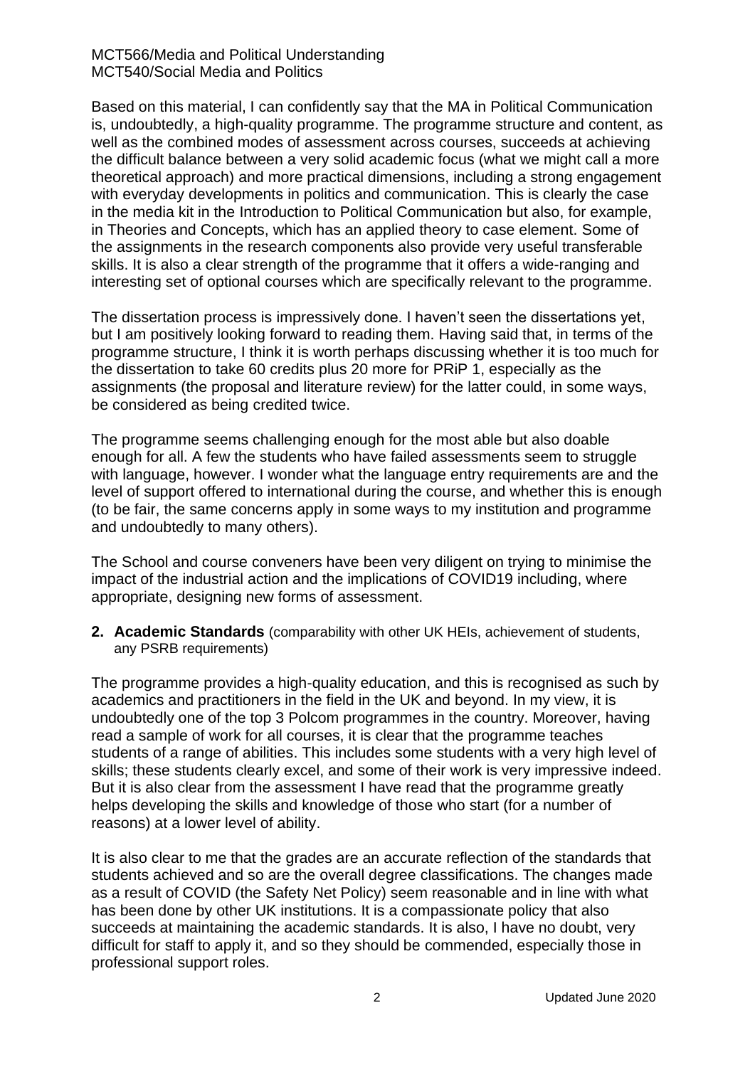MCT566/Media and Political Understanding
MCT540/Social Media and Politics

Based on this material, I can confidently say that the MA in Political Communication is, undoubtedly, a high-quality programme. The programme structure and content, as well as the combined modes of assessment across courses, succeeds at achieving the difficult balance between a very solid academic focus (what we might call a more theoretical approach) and more practical dimensions, including a strong engagement with everyday developments in politics and communication. This is clearly the case in the media kit in the Introduction to Political Communication but also, for example, in Theories and Concepts, which has an applied theory to case element. Some of the assignments in the research components also provide very useful transferable skills. It is also a clear strength of the programme that it offers a wide-ranging and interesting set of optional courses which are specifically relevant to the programme.

The dissertation process is impressively done. I haven't seen the dissertations yet, but I am positively looking forward to reading them. Having said that, in terms of the programme structure, I think it is worth perhaps discussing whether it is too much for the dissertation to take 60 credits plus 20 more for PRiP 1, especially as the assignments (the proposal and literature review) for the latter could, in some ways, be considered as being credited twice.

The programme seems challenging enough for the most able but also doable enough for all. A few the students who have failed assessments seem to struggle with language, however. I wonder what the language entry requirements are and the level of support offered to international during the course, and whether this is enough (to be fair, the same concerns apply in some ways to my institution and programme and undoubtedly to many others).

The School and course conveners have been very diligent on trying to minimise the impact of the industrial action and the implications of COVID19 including, where appropriate, designing new forms of assessment.

**2. Academic Standards** (comparability with other UK HEIs, achievement of students, any PSRB requirements)

The programme provides a high-quality education, and this is recognised as such by academics and practitioners in the field in the UK and beyond. In my view, it is undoubtedly one of the top 3 Polcom programmes in the country. Moreover, having read a sample of work for all courses, it is clear that the programme teaches students of a range of abilities. This includes some students with a very high level of skills; these students clearly excel, and some of their work is very impressive indeed. But it is also clear from the assessment I have read that the programme greatly helps developing the skills and knowledge of those who start (for a number of reasons) at a lower level of ability.

It is also clear to me that the grades are an accurate reflection of the standards that students achieved and so are the overall degree classifications. The changes made as a result of COVID (the Safety Net Policy) seem reasonable and in line with what has been done by other UK institutions. It is a compassionate policy that also succeeds at maintaining the academic standards. It is also, I have no doubt, very difficult for staff to apply it, and so they should be commended, especially those in professional support roles.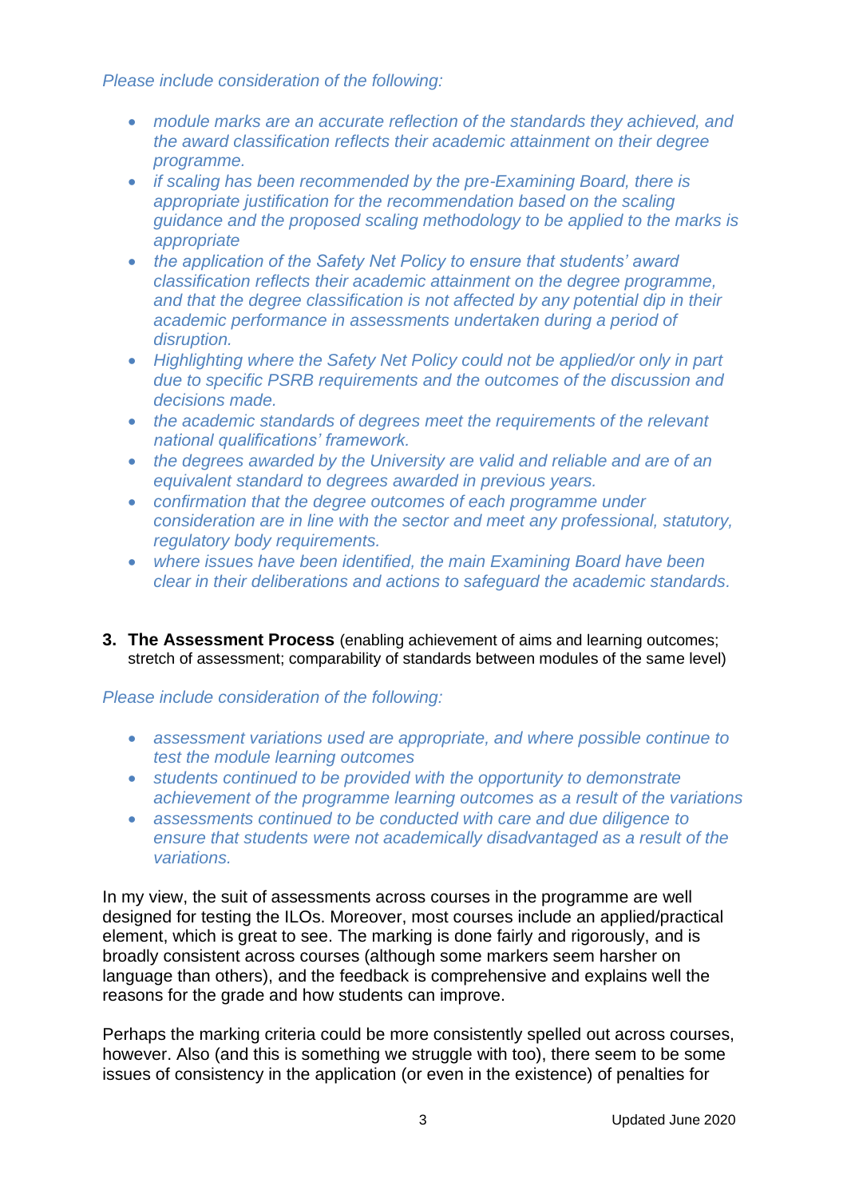*Please include consideration of the following:*

- *module marks are an accurate reflection of the standards they achieved, and the award classification reflects their academic attainment on their degree programme.*
- *if scaling has been recommended by the pre-Examining Board, there is appropriate justification for the recommendation based on the scaling guidance and the proposed scaling methodology to be applied to the marks is appropriate*
- *the application of the Safety Net Policy to ensure that students' award classification reflects their academic attainment on the degree programme, and that the degree classification is not affected by any potential dip in their academic performance in assessments undertaken during a period of disruption.*
- *Highlighting where the Safety Net Policy could not be applied/or only in part due to specific PSRB requirements and the outcomes of the discussion and decisions made.*
- *the academic standards of degrees meet the requirements of the relevant national qualifications' framework.*
- *the degrees awarded by the University are valid and reliable and are of an equivalent standard to degrees awarded in previous years.*
- *confirmation that the degree outcomes of each programme under consideration are in line with the sector and meet any professional, statutory, regulatory body requirements.*
- *where issues have been identified, the main Examining Board have been clear in their deliberations and actions to safeguard the academic standards.*

**3. The Assessment Process** (enabling achievement of aims and learning outcomes; stretch of assessment; comparability of standards between modules of the same level)

*Please include consideration of the following:*

- *assessment variations used are appropriate, and where possible continue to test the module learning outcomes*
- *students continued to be provided with the opportunity to demonstrate achievement of the programme learning outcomes as a result of the variations*
- *assessments continued to be conducted with care and due diligence to ensure that students were not academically disadvantaged as a result of the variations.*

In my view, the suit of assessments across courses in the programme are well designed for testing the ILOs. Moreover, most courses include an applied/practical element, which is great to see. The marking is done fairly and rigorously, and is broadly consistent across courses (although some markers seem harsher on language than others), and the feedback is comprehensive and explains well the reasons for the grade and how students can improve.

Perhaps the marking criteria could be more consistently spelled out across courses, however. Also (and this is something we struggle with too), there seem to be some issues of consistency in the application (or even in the existence) of penalties for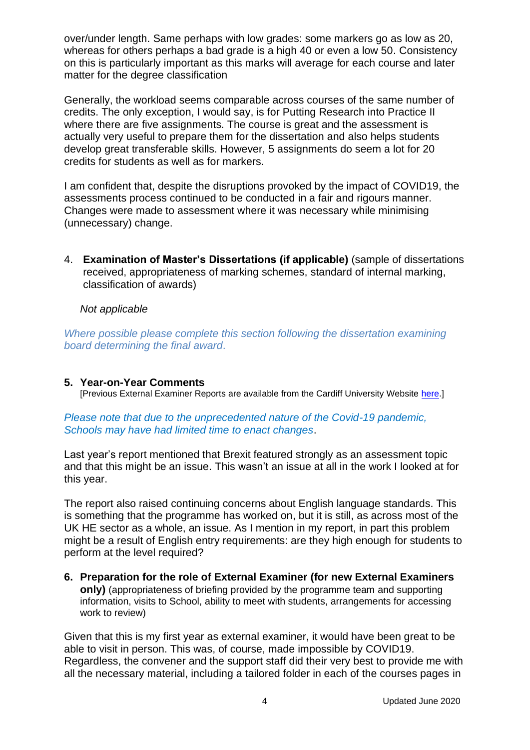over/under length. Same perhaps with low grades: some markers go as low as 20, whereas for others perhaps a bad grade is a high 40 or even a low 50. Consistency on this is particularly important as this marks will average for each course and later matter for the degree classification

Generally, the workload seems comparable across courses of the same number of credits. The only exception, I would say, is for Putting Research into Practice II where there are five assignments. The course is great and the assessment is actually very useful to prepare them for the dissertation and also helps students develop great transferable skills. However, 5 assignments do seem a lot for 20 credits for students as well as for markers.

I am confident that, despite the disruptions provoked by the impact of COVID19, the assessments process continued to be conducted in a fair and rigours manner. Changes were made to assessment where it was necessary while minimising (unnecessary) change.

4. **Examination of Master's Dissertations (if applicable)** (sample of dissertations received, appropriateness of marking schemes, standard of internal marking, classification of awards)

   *Not applicable*

*Where possible please complete this section following the dissertation examining board determining the final award.*

**5. Year-on-Year Comments**

[Previous External Examiner Reports are available from the Cardiff University Website here.]

*Please note that due to the unprecedented nature of the Covid-19 pandemic, Schools may have had limited time to enact changes.*

Last year's report mentioned that Brexit featured strongly as an assessment topic and that this might be an issue. This wasn't an issue at all in the work I looked at for this year.

The report also raised continuing concerns about English language standards. This is something that the programme has worked on, but it is still, as across most of the UK HE sector as a whole, an issue. As I mention in my report, in part this problem might be a result of English entry requirements: are they high enough for students to perform at the level required?

**6. Preparation for the role of External Examiner (for new External Examiners only)** (appropriateness of briefing provided by the programme team and supporting information, visits to School, ability to meet with students, arrangements for accessing work to review)

Given that this is my first year as external examiner, it would have been great to be able to visit in person. This was, of course, made impossible by COVID19. Regardless, the convener and the support staff did their very best to provide me with all the necessary material, including a tailored folder in each of the courses pages in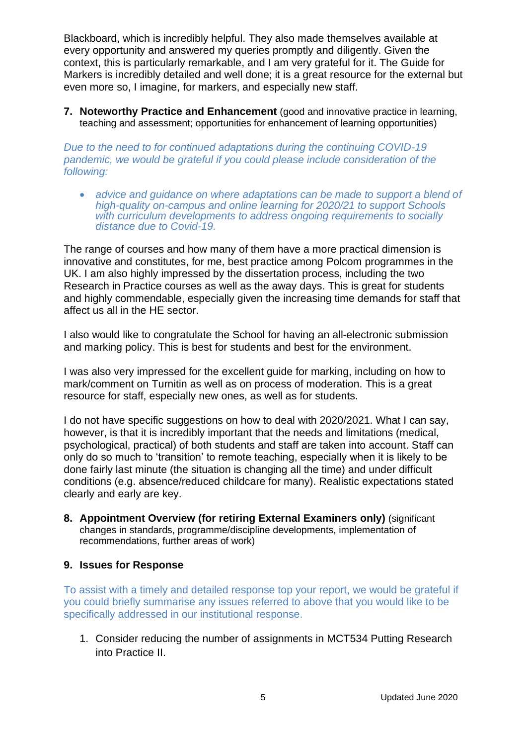Blackboard, which is incredibly helpful. They also made themselves available at every opportunity and answered my queries promptly and diligently. Given the context, this is particularly remarkable, and I am very grateful for it. The Guide for Markers is incredibly detailed and well done; it is a great resource for the external but even more so, I imagine, for markers, and especially new staff.

7. **Noteworthy Practice and Enhancement** (good and innovative practice in learning, teaching and assessment; opportunities for enhancement of learning opportunities)

*Due to the need to for continued adaptations during the continuing COVID-19 pandemic, we would be grateful if you could please include consideration of the following:*

- *advice and guidance on where adaptations can be made to support a blend of high-quality on-campus and online learning for 2020/21 to support Schools with curriculum developments to address ongoing requirements to socially distance due to Covid-19.*

The range of courses and how many of them have a more practical dimension is innovative and constitutes, for me, best practice among Polcom programmes in the UK. I am also highly impressed by the dissertation process, including the two Research in Practice courses as well as the away days. This is great for students and highly commendable, especially given the increasing time demands for staff that affect us all in the HE sector.

I also would like to congratulate the School for having an all-electronic submission and marking policy. This is best for students and best for the environment.

I was also very impressed for the excellent guide for marking, including on how to mark/comment on Turnitin as well as on process of moderation. This is a great resource for staff, especially new ones, as well as for students.

I do not have specific suggestions on how to deal with 2020/2021. What I can say, however, is that it is incredibly important that the needs and limitations (medical, psychological, practical) of both students and staff are taken into account. Staff can only do so much to 'transition' to remote teaching, especially when it is likely to be done fairly last minute (the situation is changing all the time) and under difficult conditions (e.g. absence/reduced childcare for many). Realistic expectations stated clearly and early are key.

8. **Appointment Overview (for retiring External Examiners only)** (significant changes in standards, programme/discipline developments, implementation of recommendations, further areas of work)

9. **Issues for Response**

To assist with a timely and detailed response top your report, we would be grateful if you could briefly summarise any issues referred to above that you would like to be specifically addressed in our institutional response.

1. Consider reducing the number of assignments in MCT534 Putting Research into Practice II.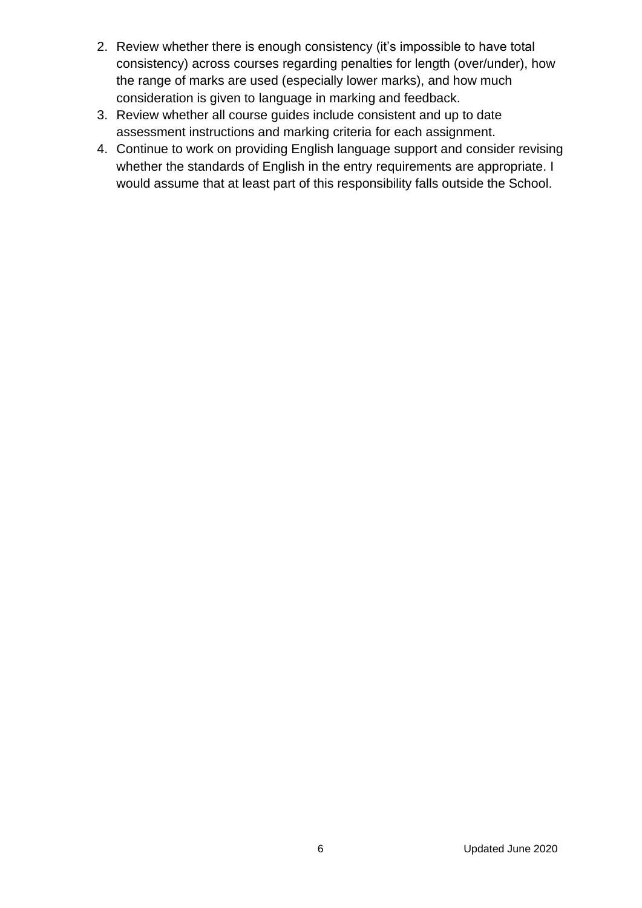2. Review whether there is enough consistency (it's impossible to have total consistency) across courses regarding penalties for length (over/under), how the range of marks are used (especially lower marks), and how much consideration is given to language in marking and feedback.
3. Review whether all course guides include consistent and up to date assessment instructions and marking criteria for each assignment.
4. Continue to work on providing English language support and consider revising whether the standards of English in the entry requirements are appropriate. I would assume that at least part of this responsibility falls outside the School.